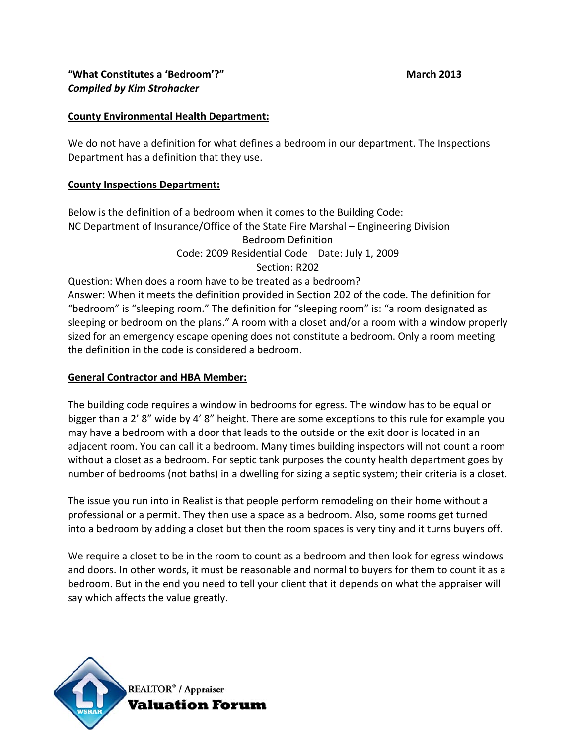**"What Constitutes a 'Bedroom'?"** **March 2013**
***Compiled by Kim Strohacker***

**County Environmental Health Department:**

We do not have a definition for what defines a bedroom in our department. The Inspections Department has a definition that they use.

**County Inspections Department:**

Below is the definition of a bedroom when it comes to the Building Code:
NC Department of Insurance/Office of the State Fire Marshal – Engineering Division
Bedroom Definition
Code: 2009 Residential Code Date: July 1, 2009
Section: R202
Question: When does a room have to be treated as a bedroom?
Answer: When it meets the definition provided in Section 202 of the code. The definition for "bedroom" is "sleeping room." The definition for "sleeping room" is: "a room designated as sleeping or bedroom on the plans." A room with a closet and/or a room with a window properly sized for an emergency escape opening does not constitute a bedroom. Only a room meeting the definition in the code is considered a bedroom.

**General Contractor and HBA Member:**

The building code requires a window in bedrooms for egress. The window has to be equal or bigger than a 2' 8" wide by 4' 8" height. There are some exceptions to this rule for example you may have a bedroom with a door that leads to the outside or the exit door is located in an adjacent room. You can call it a bedroom. Many times building inspectors will not count a room without a closet as a bedroom. For septic tank purposes the county health department goes by number of bedrooms (not baths) in a dwelling for sizing a septic system; their criteria is a closet.

The issue you run into in Realist is that people perform remodeling on their home without a professional or a permit. They then use a space as a bedroom. Also, some rooms get turned into a bedroom by adding a closet but then the room spaces is very tiny and it turns buyers off.

We require a closet to be in the room to count as a bedroom and then look for egress windows and doors. In other words, it must be reasonable and normal to buyers for them to count it as a bedroom. But in the end you need to tell your client that it depends on what the appraiser will say which affects the value greatly.

REALTOR® / Appraiser
**Valuation Forum**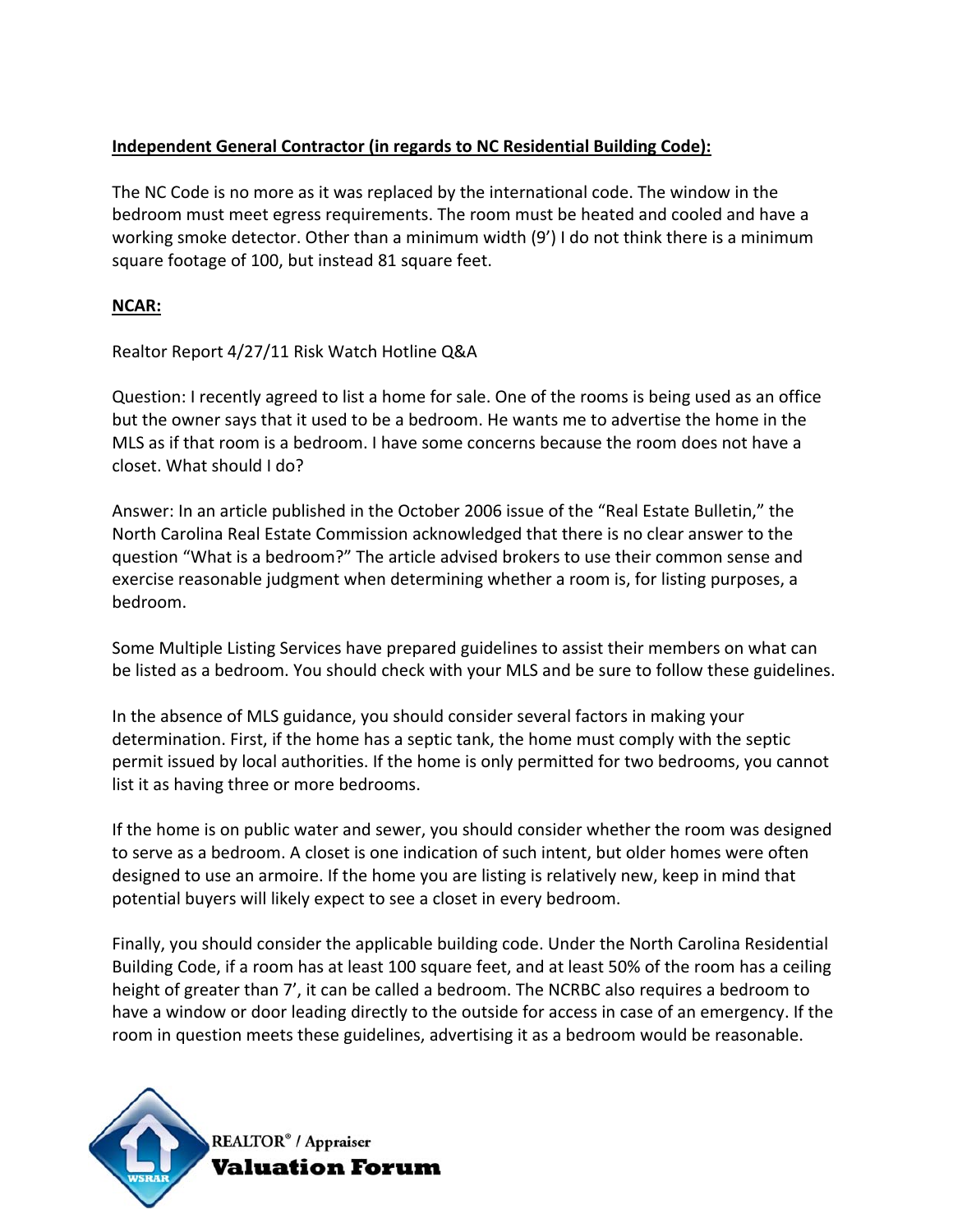**Independent General Contractor (in regards to NC Residential Building Code):**

The NC Code is no more as it was replaced by the international code. The window in the bedroom must meet egress requirements. The room must be heated and cooled and have a working smoke detector. Other than a minimum width (9') I do not think there is a minimum square footage of 100, but instead 81 square feet.

**NCAR:**

Realtor Report 4/27/11 Risk Watch Hotline Q&A

Question: I recently agreed to list a home for sale. One of the rooms is being used as an office but the owner says that it used to be a bedroom. He wants me to advertise the home in the MLS as if that room is a bedroom. I have some concerns because the room does not have a closet. What should I do?

Answer: In an article published in the October 2006 issue of the "Real Estate Bulletin," the North Carolina Real Estate Commission acknowledged that there is no clear answer to the question "What is a bedroom?" The article advised brokers to use their common sense and exercise reasonable judgment when determining whether a room is, for listing purposes, a bedroom.

Some Multiple Listing Services have prepared guidelines to assist their members on what can be listed as a bedroom. You should check with your MLS and be sure to follow these guidelines.

In the absence of MLS guidance, you should consider several factors in making your determination. First, if the home has a septic tank, the home must comply with the septic permit issued by local authorities. If the home is only permitted for two bedrooms, you cannot list it as having three or more bedrooms.

If the home is on public water and sewer, you should consider whether the room was designed to serve as a bedroom. A closet is one indication of such intent, but older homes were often designed to use an armoire. If the home you are listing is relatively new, keep in mind that potential buyers will likely expect to see a closet in every bedroom.

Finally, you should consider the applicable building code. Under the North Carolina Residential Building Code, if a room has at least 100 square feet, and at least 50% of the room has a ceiling height of greater than 7', it can be called a bedroom. The NCRBC also requires a bedroom to have a window or door leading directly to the outside for access in case of an emergency. If the room in question meets these guidelines, advertising it as a bedroom would be reasonable.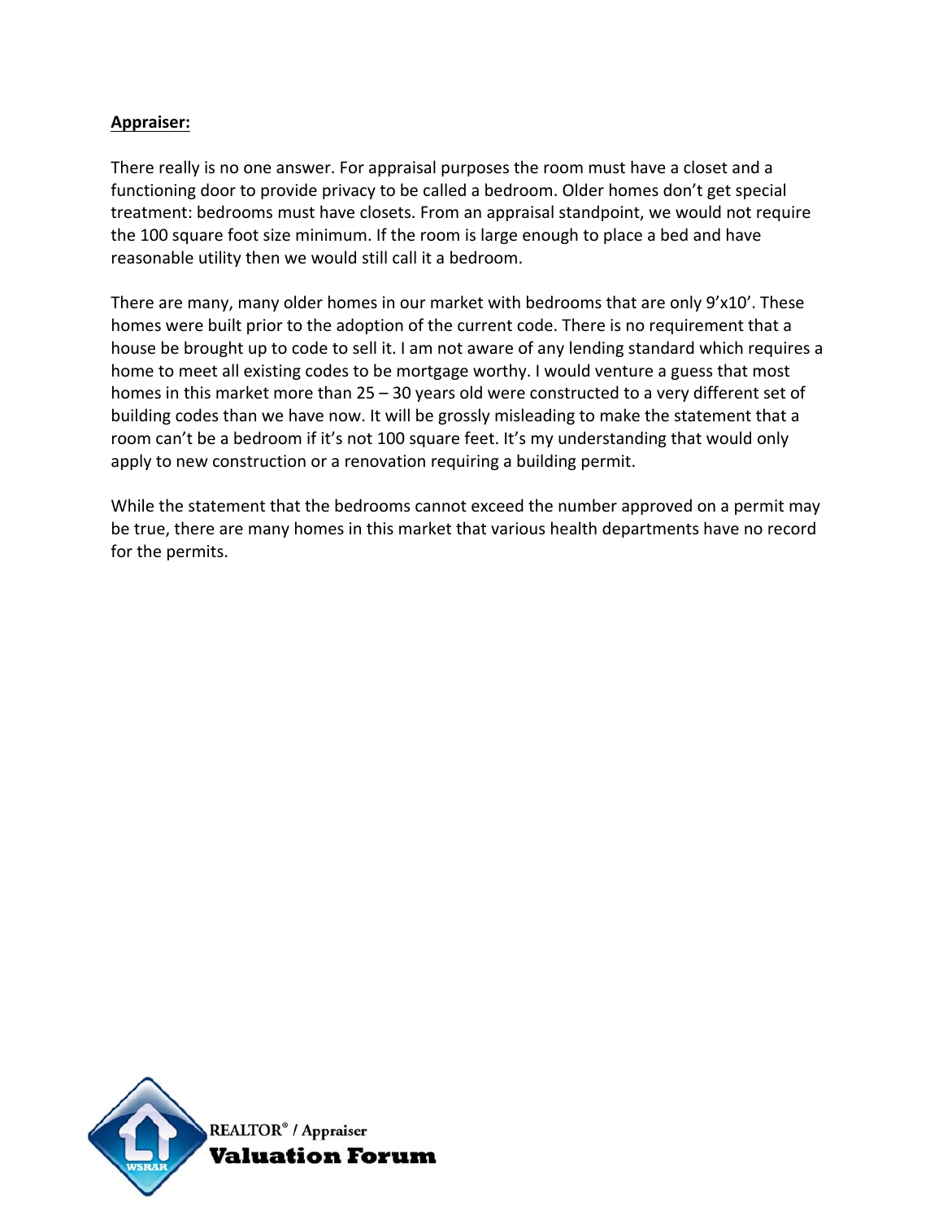**Appraiser:**

There really is no one answer. For appraisal purposes the room must have a closet and a functioning door to provide privacy to be called a bedroom. Older homes don't get special treatment: bedrooms must have closets. From an appraisal standpoint, we would not require the 100 square foot size minimum. If the room is large enough to place a bed and have reasonable utility then we would still call it a bedroom.

There are many, many older homes in our market with bedrooms that are only 9'x10'. These homes were built prior to the adoption of the current code. There is no requirement that a house be brought up to code to sell it. I am not aware of any lending standard which requires a home to meet all existing codes to be mortgage worthy. I would venture a guess that most homes in this market more than 25 – 30 years old were constructed to a very different set of building codes than we have now. It will be grossly misleading to make the statement that a room can't be a bedroom if it's not 100 square feet. It's my understanding that would only apply to new construction or a renovation requiring a building permit.

While the statement that the bedrooms cannot exceed the number approved on a permit may be true, there are many homes in this market that various health departments have no record for the permits.